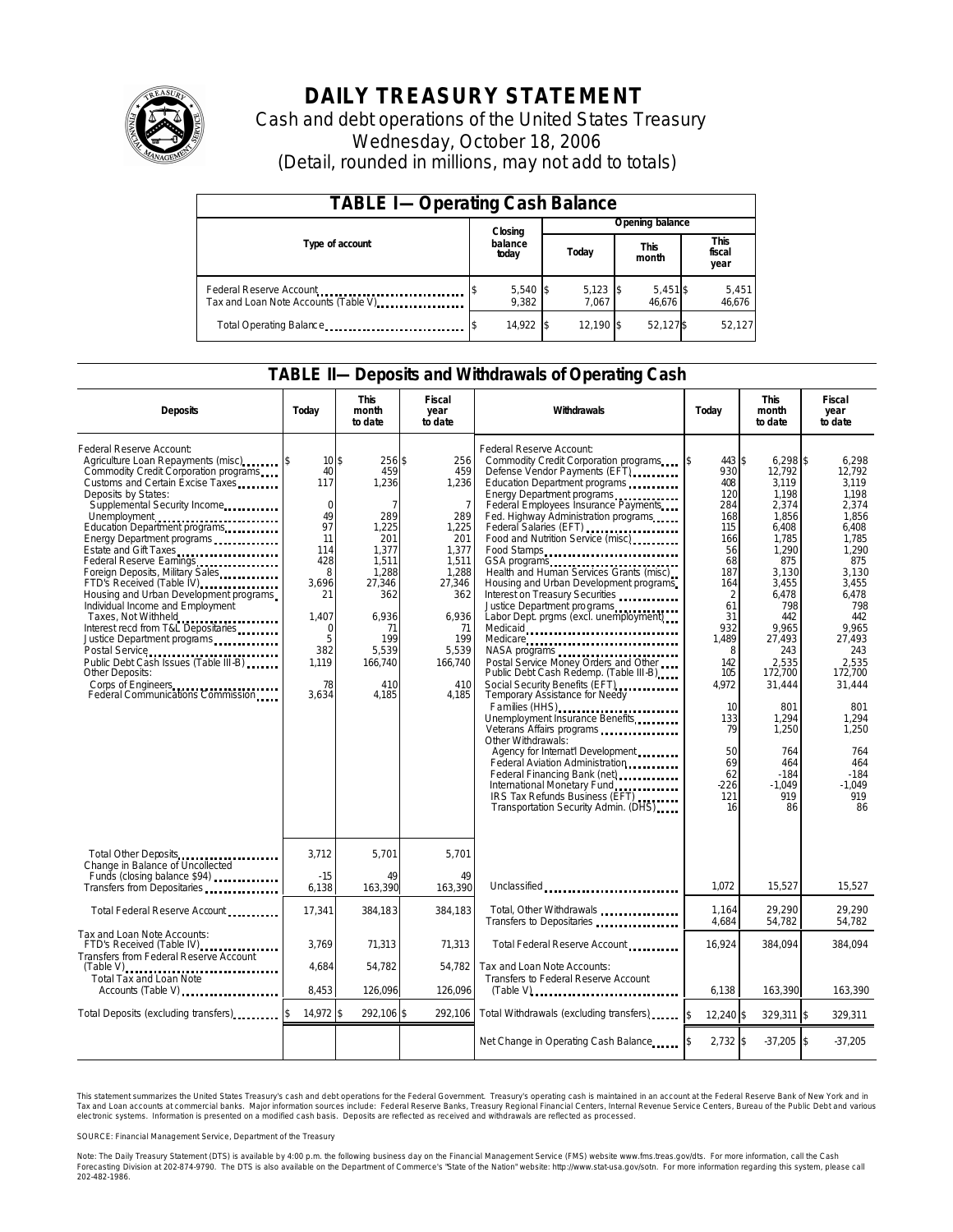# DAILY TREASURY STATEMENT

Cash and debt operations of the United States Treasury

Wednesday, October 18, 2006

(Detail, rounded in millions, may not add to totals)

| TABLE I—Operating Cash Balance | | | | |
|---|---|---|---|---|
| Type of account | Closing balance today | Opening balance | | |
| | | Today | This month | This fiscal year |
| Federal Reserve Account | $ 5,540 | $ 5,123 | $ 5,451 | $ 5,451 |
| Tax and Loan Note Accounts (Table V) | 9,382 | 7,067 | 46,676 | 46,676 |
| Total Operating Balance | $ 14,922 | $ 12,190 | $ 52,127 | $ 52,127 |

## TABLE II—Deposits and Withdrawals of Operating Cash

| Deposits | Today | This month to date | Fiscal year to date | Withdrawals | Today | This month to date | Fiscal year to date |
|---|---|---|---|---|---|---|---|
| Federal Reserve Account: | | | | Federal Reserve Account: | | | |
| Agriculture Loan Repayments (misc) | $ 10 | $ 256 | $ 256 | Commodity Credit Corporation programs | $ 443 | $ 6,298 | $ 6,298 |
| Commodity Credit Corporation programs | 40 | 459 | 459 | Defense Vendor Payments (EFT) | 930 | 12,792 | 12,792 |
| Customs and Certain Excise Taxes | 117 | 1,236 | 1,236 | Education Department programs | 408 | 3,119 | 3,119 |
| Deposits by States: | | | | Energy Department programs | 120 | 1,198 | 1,198 |
| Supplemental Security Income | 0 | 7 | 7 | Federal Employees Insurance Payments | 284 | 2,374 | 2,374 |
| Unemployment | 49 | 289 | 289 | Fed. Highway Administration programs | 168 | 1,856 | 1,856 |
| Education Department programs | 97 | 1,225 | 1,225 | Federal Salaries (EFT) | 115 | 6,408 | 6,408 |
| Energy Department programs | 11 | 201 | 201 | Food and Nutrition Service (misc) | 166 | 1,785 | 1,785 |
| Estate and Gift Taxes | 114 | 1,377 | 1,377 | Food Stamps | 56 | 1,290 | 1,290 |
| Federal Reserve Earnings | 428 | 1,511 | 1,511 | GSA programs | 68 | 875 | 875 |
| Foreign Deposits, Military Sales | 8 | 1,288 | 1,288 | Health and Human Services Grants (misc) | 187 | 3,130 | 3,130 |
| FTD's Received (Table IV) | 3,696 | 27,346 | 27,346 | Housing and Urban Development programs | 164 | 3,455 | 3,455 |
| Housing and Urban Development programs | 21 | 362 | 362 | Interest on Treasury Securities | 2 | 6,478 | 6,478 |
| Individual Income and Employment | | | | Justice Department programs | 61 | 798 | 798 |
| Taxes, Not Withheld | 1,407 | 6,936 | 6,936 | Labor Dept. prgms (excl. unemployment) | 31 | 442 | 442 |
| Interest recd from T&L Depositaries | 0 | 71 | 71 | Medicaid | 932 | 9,965 | 9,965 |
| Justice Department programs | 5 | 199 | 199 | Medicare | 1,489 | 27,493 | 27,493 |
| Postal Service | 382 | 5,539 | 5,539 | NASA programs | 8 | 243 | 243 |
| Public Debt Cash Issues (Table III-B) | 1,119 | 166,740 | 166,740 | Postal Service Money Orders and Other | 142 | 2,535 | 2,535 |
| Other Deposits: | | | | Public Debt Cash Redemp. (Table III-B) | 105 | 172,700 | 172,700 |
| Corps of Engineers | 78 | 410 | 410 | Social Security Benefits (EFT) | 4,972 | 31,444 | 31,444 |
| Federal Communications Commission | 3,634 | 4,185 | 4,185 | Temporary Assistance for Needy Families (HHS) | 10 | 801 | 801 |
| | | | | Unemployment Insurance Benefits | 133 | 1,294 | 1,294 |
| | | | | Veterans Affairs programs | 79 | 1,250 | 1,250 |
| | | | | Other Withdrawals: | | | |
| | | | | Agency for Internat'l Development | 50 | 764 | 764 |
| | | | | Federal Aviation Administration | 69 | 464 | 464 |
| | | | | Federal Financing Bank (net) | 62 | -184 | -184 |
| | | | | International Monetary Fund | -226 | -1,049 | -1,049 |
| | | | | IRS Tax Refunds Business (EFT) | 121 | 919 | 919 |
| | | | | Transportation Security Admin. (DHS) | 16 | 86 | 86 |
| Total Other Deposits | 3,712 | 5,701 | 5,701 | | | | |
| Change in Balance of Uncollected Funds (closing balance $94) | -15 | 49 | 49 | | | | |
| Transfers from Depositaries | 6,138 | 163,390 | 163,390 | Unclassified | 1,072 | 15,527 | 15,527 |
| Total Federal Reserve Account | 17,341 | 384,183 | 384,183 | Total, Other Withdrawals | 1,164 | 29,290 | 29,290 |
| | | | | Transfers to Depositaries | 4,684 | 54,782 | 54,782 |
| Tax and Loan Note Accounts: | | | | Total Federal Reserve Account | 16,924 | 384,094 | 384,094 |
| FTD's Received (Table IV) | 3,769 | 71,313 | 71,313 | | | | |
| Transfers from Federal Reserve Account (Table V) | 4,684 | 54,782 | 54,782 | Tax and Loan Note Accounts: | | | |
| Total Tax and Loan Note Accounts (Table V) | 8,453 | 126,096 | 126,096 | Transfers to Federal Reserve Account (Table V) | 6,138 | 163,390 | 163,390 |
| Total Deposits (excluding transfers) | $ 14,972 | $ 292,106 | $ 292,106 | Total Withdrawals (excluding transfers) | $ 12,240 | $ 329,311 | $ 329,311 |
| | | | | Net Change in Operating Cash Balance | $ 2,732 | $ -37,205 | $ -37,205 |

This statement summarizes the United States Treasury's cash and debt operations for the Federal Government. Treasury's operating cash is maintained in an account at the Federal Reserve Bank of New York and in Tax and Loan accounts at commercial banks. Major information sources include: Federal Reserve Banks, Treasury Regional Financial Centers, Internal Revenue Service Centers, Bureau of the Public Debt and various electronic systems. Information is presented on a modified cash basis. Deposits are reflected as received and withdrawals are reflected as processed.

SOURCE: Financial Management Service, Department of the Treasury

Note: The Daily Treasury Statement (DTS) is available by 4:00 p.m. the following business day on the Financial Management Service (FMS) website www.fms.treas.gov/dts. For more information, call the Cash Forecasting Division at 202-874-9790. The DTS is also available on the Department of Commerce's "State of the Nation" website: http://www.stat-usa.gov/sotn. For more information regarding this system, please call 202-482-1986.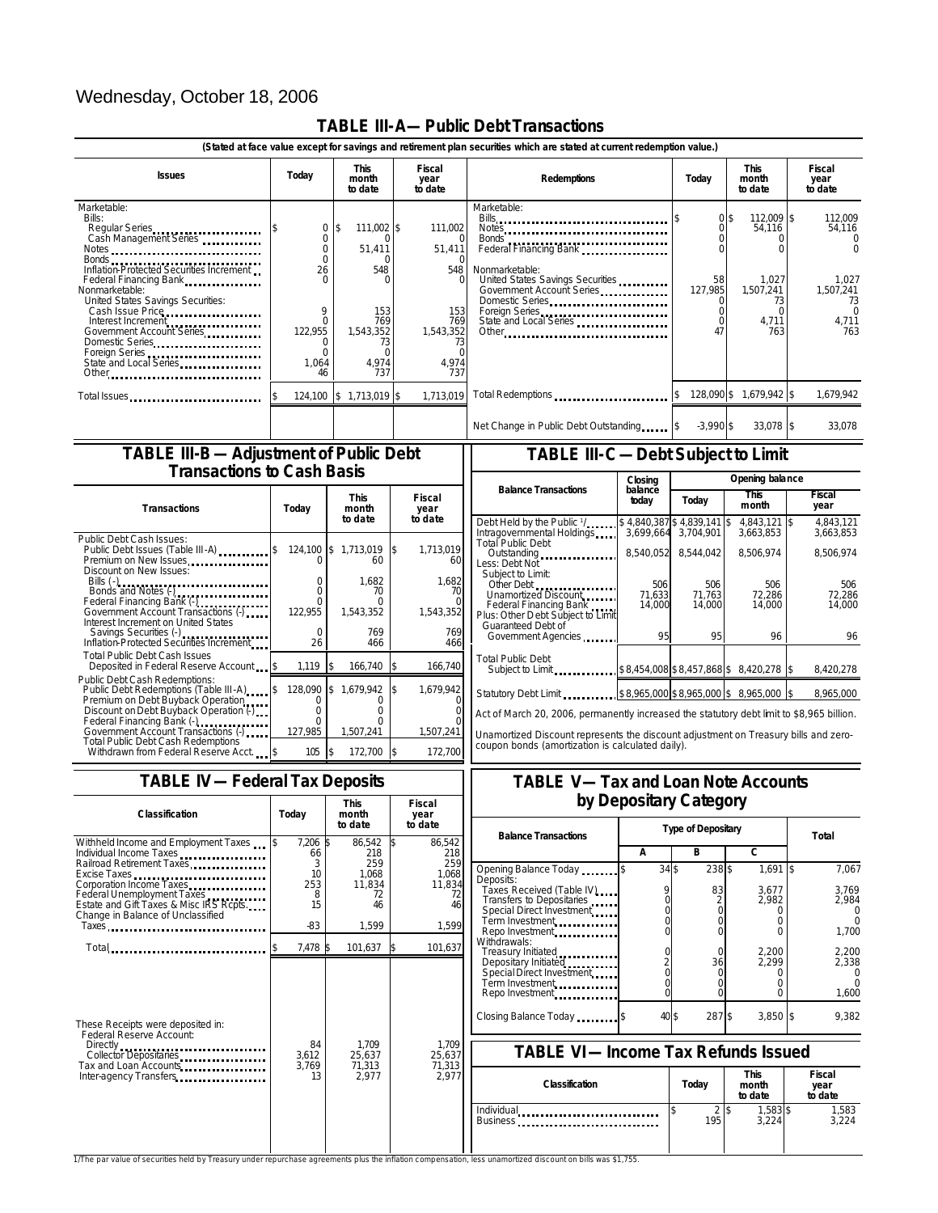Wednesday, October 18, 2006

## TABLE III-A— Public Debt Transactions

(Stated at face value except for savings and retirement plan securities which are stated at current redemption value.)

| Issues | Today | This month to date | Fiscal year to date |
|---|---|---|---|
| Marketable: | | | |
| Bills: | | | |
| Regular Series | $ 0 | $ 111,002 | $ 111,002 |
| Cash Management Series | 0 | 0 | 0 |
| Notes | 0 | 51,411 | 51,411 |
| Bonds | 0 | 0 | 0 |
| Inflation-Protected Securities Increment | 26 | 548 | 548 |
| Federal Financing Bank | 0 | 0 | 0 |
| Nonmarketable: | | | |
| United States Savings Securities: | | | |
| Cash Issue Price | 9 | 153 | 153 |
| Interest Increment | 0 | 769 | 769 |
| Government Account Series | 122,955 | 1,543,352 | 1,543,352 |
| Domestic Series | 0 | 73 | 73 |
| Foreign Series | 0 | 0 | 0 |
| State and Local Series | 1,064 | 4,974 | 4,974 |
| Other | 46 | 737 | 737 |
| Total Issues | $ 124,100 | $ 1,713,019 | $ 1,713,019 |

| Redemptions | Today | This month to date | Fiscal year to date |
|---|---|---|---|
| Marketable: | | | |
| Bills | $ 0 | $ 112,009 | $ 112,009 |
| Notes | 0 | 54,116 | 54,116 |
| Bonds | 0 | 0 | 0 |
| Federal Financing Bank | 0 | 0 | 0 |
| Nonmarketable: | | | |
| United States Savings Securities | 58 | 1,027 | 1,027 |
| Government Account Series | 127,985 | 1,507,241 | 1,507,241 |
| Domestic Series | 0 | 73 | 73 |
| Foreign Series | 0 | 0 | 0 |
| State and Local Series | 0 | 4,711 | 4,711 |
| Other | 47 | 763 | 763 |
| Total Redemptions | $ 128,090 | $ 1,679,942 | $ 1,679,942 |
| Net Change in Public Debt Outstanding | $ -3,990 | $ 33,078 | $ 33,078 |

## TABLE III-B — Adjustment of Public Debt Transactions to Cash Basis

| Transactions | Today | This month to date | Fiscal year to date |
|---|---|---|---|
| Public Debt Cash Issues: | | | |
| Public Debt Issues (Table III-A) | $ 124,100 | $ 1,713,019 | $ 1,713,019 |
| Premium on New Issues | 0 | 60 | 60 |
| Discount on New Issues: | | | |
| Bills (-) | 0 | 1,682 | 1,682 |
| Bonds and Notes (-) | 0 | 70 | 70 |
| Federal Financing Bank (-) | 0 | 0 | 0 |
| Government Account Transactions (-) | 122,955 | 1,543,352 | 1,543,352 |
| Interest Increment on United States Savings Securities (-) | 0 | 769 | 769 |
| Inflation-Protected Securities Increment | 26 | 466 | 466 |
| Total Public Debt Cash Issues Deposited in Federal Reserve Account | $ 1,119 | $ 166,740 | $ 166,740 |
| Public Debt Cash Redemptions: | | | |
| Public Debt Redemptions (Table III-A) | $ 128,090 | $ 1,679,942 | $ 1,679,942 |
| Premium on Debt Buyback Operation | 0 | 0 | 0 |
| Discount on Debt Buyback Operation (-) | 0 | 0 | 0 |
| Federal Financing Bank (-) | 0 | 0 | 0 |
| Government Account Transactions (-) | 127,985 | 1,507,241 | 1,507,241 |
| Total Public Debt Cash Redemptions Withdrawn from Federal Reserve Acct. | $ 105 | $ 172,700 | $ 172,700 |

## TABLE III-C — Debt Subject to Limit

| Balance Transactions | Closing balance today | Opening balance Today | Opening balance This month | Opening balance Fiscal year |
|---|---|---|---|---|
| Debt Held by the Public [1] | $ 4,840,387 | $ 4,839,141 | $ 4,843,121 | $ 4,843,121 |
| Intragovernmental Holdings | 3,699,664 | 3,704,901 | 3,663,853 | 3,663,853 |
| Total Public Debt Outstanding | 8,540,052 | 8,544,042 | 8,506,974 | 8,506,974 |
| Less: Debt Not Subject to Limit: | | | | |
| Other Debt | 506 | 506 | 506 | 506 |
| Unamortized Discount | 71,633 | 71,763 | 72,286 | 72,286 |
| Federal Financing Bank | 14,000 | 14,000 | 14,000 | 14,000 |
| Plus: Other Debt Subject to Limit | | | | |
| Guaranteed Debt of Government Agencies | 95 | 95 | 96 | 96 |
| Total Public Debt Subject to Limit | $ 8,454,008 | $ 8,457,868 | $ 8,420,278 | $ 8,420,278 |
| Statutory Debt Limit | $ 8,965,000 | $ 8,965,000 | $ 8,965,000 | $ 8,965,000 |

Act of March 20, 2006, permanently increased the statutory debt limit to $8,965 billion.

Unamortized Discount represents the discount adjustment on Treasury bills and zero-coupon bonds (amortization is calculated daily).

## TABLE IV — Federal Tax Deposits

| Classification | Today | This month to date | Fiscal year to date |
|---|---|---|---|
| Withheld Income and Employment Taxes | $ 7,206 | $ 86,542 | $ 86,542 |
| Individual Income Taxes | 66 | 218 | 218 |
| Railroad Retirement Taxes | 3 | 259 | 259 |
| Excise Taxes | 10 | 1,068 | 1,068 |
| Corporation Income Taxes | 253 | 11,834 | 11,834 |
| Federal Unemployment Taxes | 8 | 72 | 72 |
| Estate and Gift Taxes & Misc IRS Rcpts. | 15 | 46 | 46 |
| Change in Balance of Unclassified Taxes | -83 | 1,599 | 1,599 |
| Total | $ 7,478 | $ 101,637 | $ 101,637 |
| These Receipts were deposited in: | | | |
| Federal Reserve Account: | | | |
| Directly | 84 | 1,709 | 1,709 |
| Collector Depositaries | 3,612 | 25,637 | 25,637 |
| Tax and Loan Accounts | 3,769 | 71,313 | 71,313 |
| Inter-agency Transfers | 13 | 2,977 | 2,977 |

## TABLE V — Tax and Loan Note Accounts by Depositary Category

| Balance Transactions | Type of Depositary A | B | C | Total |
|---|---|---|---|---|
| Opening Balance Today | $ 34 | $ 238 | $ 1,691 | $ 7,067 |
| Deposits: | | | | |
| Taxes Received (Table IV) | 9 | 83 | 3,677 | 3,769 |
| Transfers to Depositaries | 0 | 2 | 2,982 | 2,984 |
| Special Direct Investment | 0 | 0 | 0 | 0 |
| Term Investment | 0 | 0 | 0 | 0 |
| Repo Investment | 0 | 0 | 0 | 1,700 |
| Withdrawals: | | | | |
| Treasury Initiated | 0 | 0 | 2,200 | 2,200 |
| Depositary Initiated | 2 | 36 | 2,299 | 2,338 |
| Special Direct Investment | 0 | 0 | 0 | 0 |
| Term Investment | 0 | 0 | 0 | 0 |
| Repo Investment | 0 | 0 | 0 | 1,600 |
| Closing Balance Today | $ 40 | $ 287 | $ 3,850 | $ 9,382 |

## TABLE VI — Income Tax Refunds Issued

| Classification | Today | This month to date | Fiscal year to date |
|---|---|---|---|
| Individual | $ 2 | $ 1,583 | $ 1,583 |
| Business | 195 | 3,224 | 3,224 |

1/The par value of securities held by Treasury under repurchase agreements plus the inflation compensation, less unamortized discount on bills was $1,755.